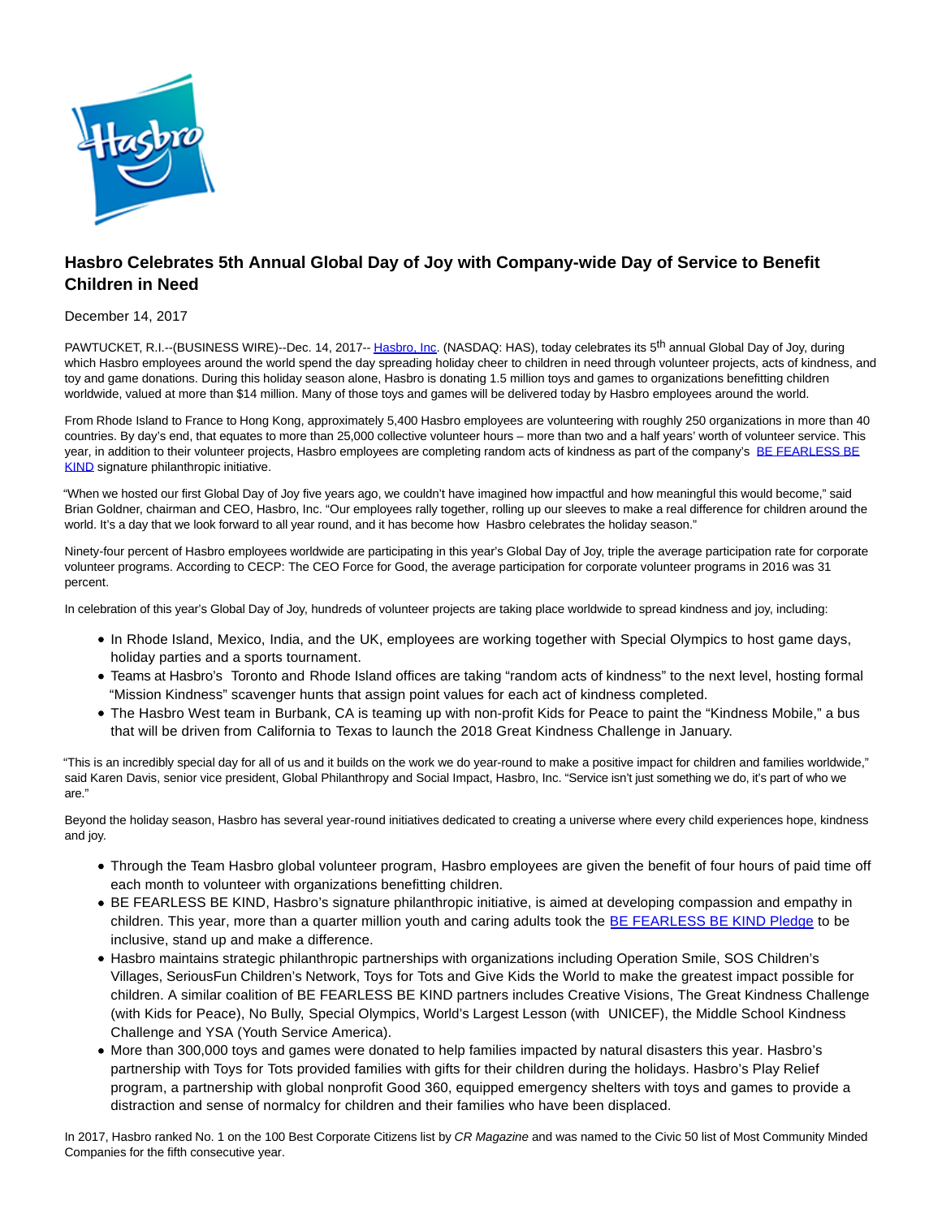# Hasbro Celebrates 5th Annual Global Day of Joy with Company-wide Day of Service to Benefit Children in Need

December 14, 2017

PAWTUCKET, R.I.--(BUSINESS WIRE)--Dec. 14, 2017-- Hasbro, Inc. (NASDAQ: HAS), today celebrates its 5th annual Global Day of Joy, during which Hasbro employees around the world spend the day spreading holiday cheer to children in need through volunteer projects, acts of kindness, and toy and game donations. During this holiday season alone, Hasbro is donating 1.5 million toys and games to organizations benefitting children worldwide, valued at more than $14 million. Many of those toys and games will be delivered today by Hasbro employees around the world.

From Rhode Island to France to Hong Kong, approximately 5,400 Hasbro employees are volunteering with roughly 250 organizations in more than 40 countries. By day's end, that equates to more than 25,000 collective volunteer hours – more than two and a half years' worth of volunteer service. This year, in addition to their volunteer projects, Hasbro employees are completing random acts of kindness as part of the company's BE FEARLESS BE KIND signature philanthropic initiative.

"When we hosted our first Global Day of Joy five years ago, we couldn't have imagined how impactful and how meaningful this would become," said Brian Goldner, chairman and CEO, Hasbro, Inc. "Our employees rally together, rolling up our sleeves to make a real difference for children around the world. It's a day that we look forward to all year round, and it has become how Hasbro celebrates the holiday season."

Ninety-four percent of Hasbro employees worldwide are participating in this year's Global Day of Joy, triple the average participation rate for corporate volunteer programs. According to CECP: The CEO Force for Good, the average participation for corporate volunteer programs in 2016 was 31 percent.

In celebration of this year's Global Day of Joy, hundreds of volunteer projects are taking place worldwide to spread kindness and joy, including:

- In Rhode Island, Mexico, India, and the UK, employees are working together with Special Olympics to host game days, holiday parties and a sports tournament.
- Teams at Hasbro's Toronto and Rhode Island offices are taking "random acts of kindness" to the next level, hosting formal "Mission Kindness" scavenger hunts that assign point values for each act of kindness completed.
- The Hasbro West team in Burbank, CA is teaming up with non-profit Kids for Peace to paint the "Kindness Mobile," a bus that will be driven from California to Texas to launch the 2018 Great Kindness Challenge in January.

"This is an incredibly special day for all of us and it builds on the work we do year-round to make a positive impact for children and families worldwide," said Karen Davis, senior vice president, Global Philanthropy and Social Impact, Hasbro, Inc. "Service isn't just something we do, it's part of who we are."

Beyond the holiday season, Hasbro has several year-round initiatives dedicated to creating a universe where every child experiences hope, kindness and joy.

- Through the Team Hasbro global volunteer program, Hasbro employees are given the benefit of four hours of paid time off each month to volunteer with organizations benefitting children.
- BE FEARLESS BE KIND, Hasbro's signature philanthropic initiative, is aimed at developing compassion and empathy in children. This year, more than a quarter million youth and caring adults took the BE FEARLESS BE KIND Pledge to be inclusive, stand up and make a difference.
- Hasbro maintains strategic philanthropic partnerships with organizations including Operation Smile, SOS Children's Villages, SeriousFun Children's Network, Toys for Tots and Give Kids the World to make the greatest impact possible for children. A similar coalition of BE FEARLESS BE KIND partners includes Creative Visions, The Great Kindness Challenge (with Kids for Peace), No Bully, Special Olympics, World's Largest Lesson (with UNICEF), the Middle School Kindness Challenge and YSA (Youth Service America).
- More than 300,000 toys and games were donated to help families impacted by natural disasters this year. Hasbro's partnership with Toys for Tots provided families with gifts for their children during the holidays. Hasbro's Play Relief program, a partnership with global nonprofit Good 360, equipped emergency shelters with toys and games to provide a distraction and sense of normalcy for children and their families who have been displaced.

In 2017, Hasbro ranked No. 1 on the 100 Best Corporate Citizens list by *CR Magazine* and was named to the Civic 50 list of Most Community Minded Companies for the fifth consecutive year.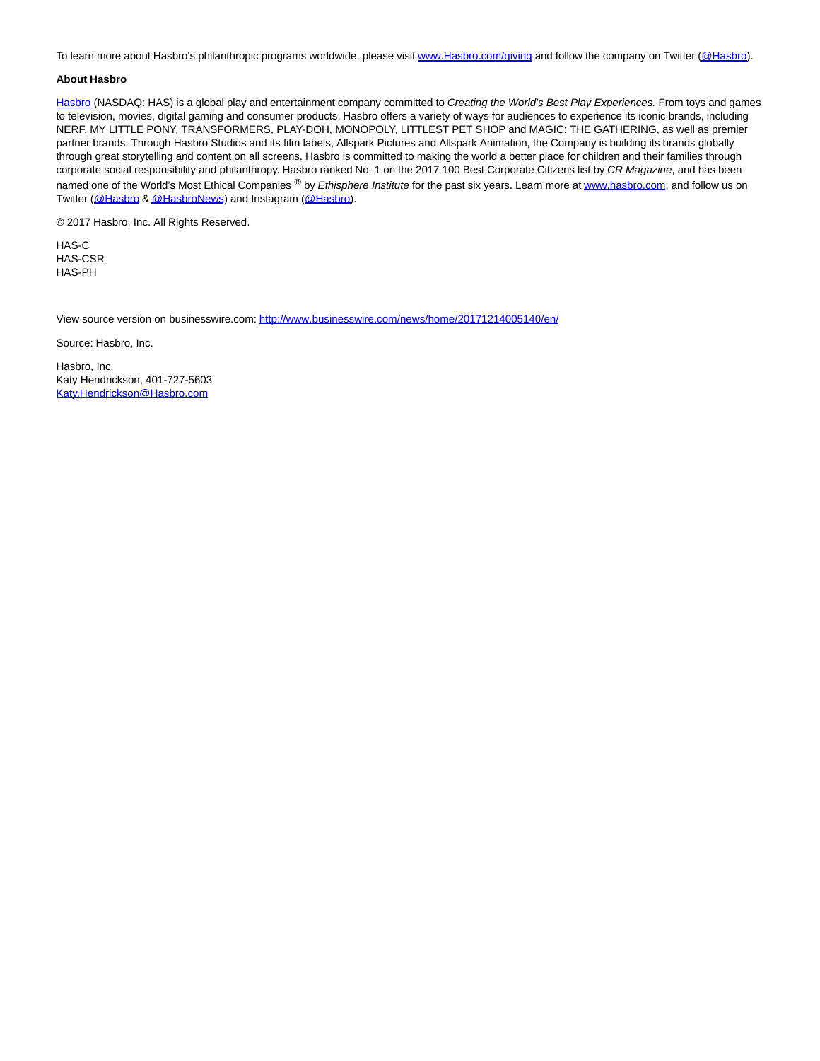To learn more about Hasbro's philanthropic programs worldwide, please visit www.Hasbro.com/giving and follow the company on Twitter (@Hasbro).

**About Hasbro**

Hasbro (NASDAQ: HAS) is a global play and entertainment company committed to *Creating the World's Best Play Experiences.* From toys and games to television, movies, digital gaming and consumer products, Hasbro offers a variety of ways for audiences to experience its iconic brands, including NERF, MY LITTLE PONY, TRANSFORMERS, PLAY-DOH, MONOPOLY, LITTLEST PET SHOP and MAGIC: THE GATHERING, as well as premier partner brands. Through Hasbro Studios and its film labels, Allspark Pictures and Allspark Animation, the Company is building its brands globally through great storytelling and content on all screens. Hasbro is committed to making the world a better place for children and their families through corporate social responsibility and philanthropy. Hasbro ranked No. 1 on the 2017 100 Best Corporate Citizens list by *CR Magazine*, and has been named one of the World's Most Ethical Companies ® by *Ethisphere Institute* for the past six years. Learn more at www.hasbro.com, and follow us on Twitter (@Hasbro & @HasbroNews) and Instagram (@Hasbro).

© 2017 Hasbro, Inc. All Rights Reserved.

HAS-C
HAS-CSR
HAS-PH

View source version on businesswire.com: http://www.businesswire.com/news/home/20171214005140/en/

Source: Hasbro, Inc.

Hasbro, Inc.
Katy Hendrickson, 401-727-5603
Katy.Hendrickson@Hasbro.com